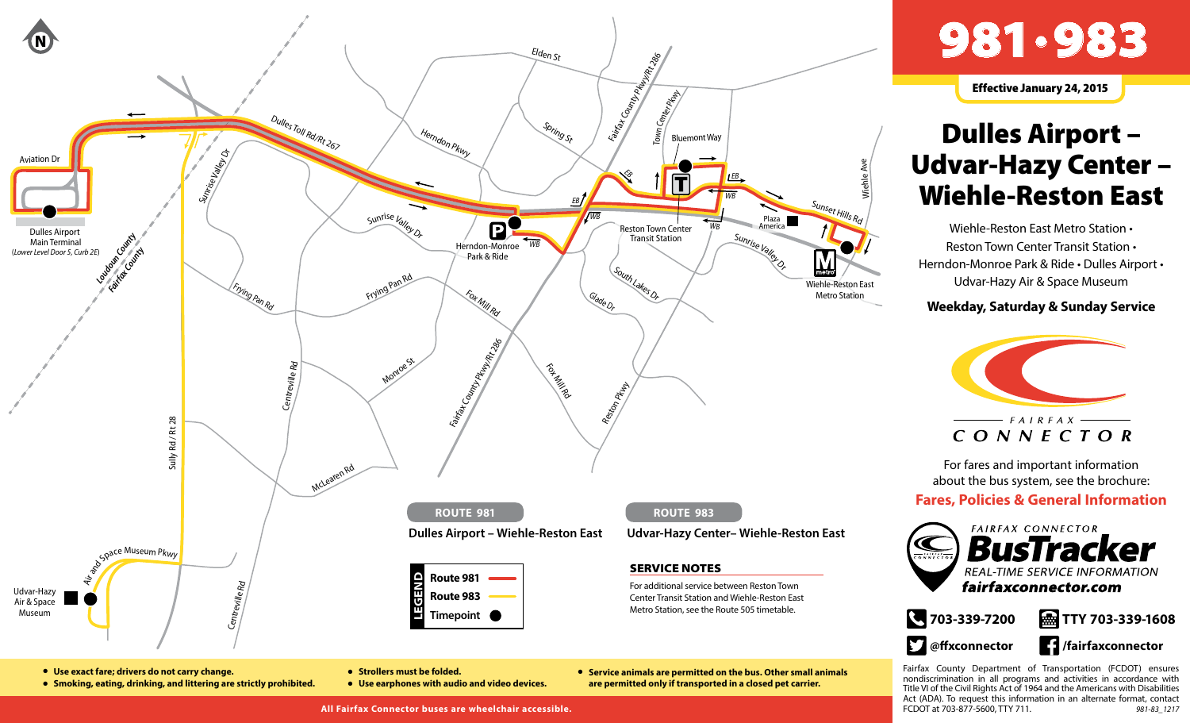# 981 • 983

**Effective January 24, 2015**

# Dulles Airport – Udvar-Hazy Center – Wiehle-Reston East

Wiehle-Reston East Metro Station • Reston Town Center Transit Station • Herndon-Monroe Park & Ride • Dulles Airport • Udvar-Hazy Air & Space Museum

**Weekday, Saturday & Sunday Service**

FAIRFAX CONNECTOR

For fares and important information about the bus system, see the brochure:

**Fares, Policies & General Information**

FAIRFAX CONNECTOR **BusTracker**
REAL-TIME SERVICE INFORMATION
**fairfaxconnector.com**

**703-339-7200** **TTY 703-339-1608**

**@ffxconnector** **/fairfaxconnector**

Fairfax County Department of Transportation (FCDOT) ensures nondiscrimination in all programs and activities in accordance with Title VI of the Civil Rights Act of 1964 and the Americans with Disabilities Act (ADA). To request this information in an alternate format, contact FCDOT at 703-877-5600, TTY 711.

981-83_1217

## ROUTE 981

**Dulles Airport – Wiehle-Reston East**

## ROUTE 983

**Udvar-Hazy Center– Wiehle-Reston East**

**LEGEND**

- Route 981
- Route 983
- Timepoint

**SERVICE NOTES**

For additional service between Reston Town Center Transit Station and Wiehle-Reston East Metro Station, see the Route 505 timetable.

Map labels: Dulles Airport Main Terminal (Lower Level Door 5, Curb 2E); Aviation Dr; Loudoun County; Fairfax County; Dulles Toll Rd/Rt 267; Sunrise Valley Dr; Herndon Pkwy; Elden St; Spring St; Fairfax County Pkwy/Rt 286; Town Center Pkwy; Bluemont Way; Reston Town Center Transit Station; Herndon-Monroe Park & Ride; Plaza America; Sunset Hills Rd; Wiehle Ave; Wiehle-Reston East Metro Station; South Lakes Dr; Glade Dr; Fox Mill Rd; Frying Pan Rd; Centreville Rd; Monroe St; Reston Pkwy; McLearen Rd; Sully Rd / Rt 28; Air and Space Museum Pkwy; Udvar-Hazy Air & Space Museum; EB; WB

- Use exact fare; drivers do not carry change.
- Smoking, eating, drinking, and littering are strictly prohibited.
- Strollers must be folded.
- Use earphones with audio and video devices.
- Service animals are permitted on the bus. Other small animals are permitted only if transported in a closed pet carrier.

**All Fairfax Connector buses are wheelchair accessible.**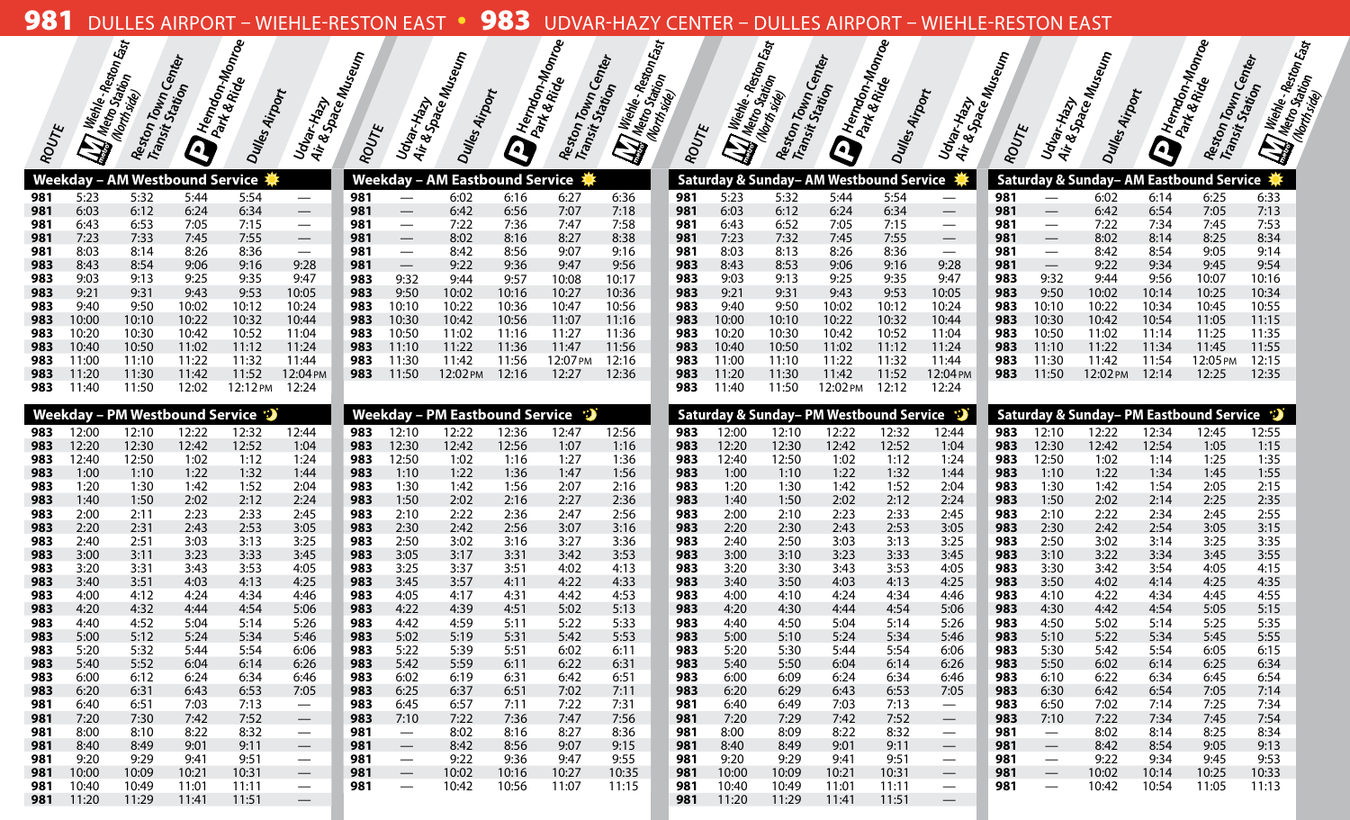# 981 DULLES AIRPORT – WIEHLE-RESTON EAST • 983 UDVAR-HAZY CENTER – DULLES AIRPORT – WIEHLE-RESTON EAST

## Weekday – AM Westbound Service

| ROUTE | Wiehle-Reston East Metro Station (North side) | Reston Town Center Transit Station | Herndon-Monroe Park & Ride | Dulles Airport | Udvar-Hazy Air & Space Museum |
|---|---|---|---|---|---|
| 981 | 5:23 | 5:32 | 5:44 | 5:54 | — |
| 981 | 6:03 | 6:12 | 6:24 | 6:34 | — |
| 981 | 6:43 | 6:53 | 7:05 | 7:15 | — |
| 981 | 7:23 | 7:33 | 7:45 | 7:55 | — |
| 981 | 8:03 | 8:14 | 8:26 | 8:36 | — |
| 983 | 8:43 | 8:54 | 9:06 | 9:16 | 9:28 |
| 983 | 9:03 | 9:13 | 9:25 | 9:35 | 9:47 |
| 983 | 9:21 | 9:31 | 9:43 | 9:53 | 10:05 |
| 983 | 9:40 | 9:50 | 10:02 | 10:12 | 10:24 |
| 983 | 10:00 | 10:10 | 10:22 | 10:32 | 10:44 |
| 983 | 10:20 | 10:30 | 10:42 | 10:52 | 11:04 |
| 983 | 10:40 | 10:50 | 11:02 | 11:12 | 11:24 |
| 983 | 11:00 | 11:10 | 11:22 | 11:32 | 11:44 |
| 983 | 11:20 | 11:30 | 11:42 | 11:52 | 12:04 PM |
| 983 | 11:40 | 11:50 | 12:02 | 12:12 PM | 12:24 |

## Weekday – PM Westbound Service

| ROUTE | Wiehle-Reston East Metro Station (North side) | Reston Town Center Transit Station | Herndon-Monroe Park & Ride | Dulles Airport | Udvar-Hazy Air & Space Museum |
|---|---|---|---|---|---|
| 983 | 12:00 | 12:10 | 12:22 | 12:32 | 12:44 |
| 983 | 12:20 | 12:30 | 12:42 | 12:52 | 1:04 |
| 983 | 12:40 | 12:50 | 1:02 | 1:12 | 1:24 |
| 983 | 1:00 | 1:10 | 1:22 | 1:32 | 1:44 |
| 983 | 1:20 | 1:30 | 1:42 | 1:52 | 2:04 |
| 983 | 1:40 | 1:50 | 2:02 | 2:12 | 2:24 |
| 983 | 2:00 | 2:11 | 2:23 | 2:33 | 2:45 |
| 983 | 2:20 | 2:31 | 2:43 | 2:53 | 3:05 |
| 983 | 2:40 | 2:51 | 3:03 | 3:13 | 3:25 |
| 983 | 3:00 | 3:11 | 3:23 | 3:33 | 3:45 |
| 983 | 3:20 | 3:31 | 3:43 | 3:53 | 4:05 |
| 983 | 3:40 | 3:51 | 4:03 | 4:13 | 4:25 |
| 983 | 4:00 | 4:12 | 4:24 | 4:34 | 4:46 |
| 983 | 4:20 | 4:32 | 4:44 | 4:54 | 5:06 |
| 983 | 4:40 | 4:52 | 5:04 | 5:14 | 5:26 |
| 983 | 5:00 | 5:12 | 5:24 | 5:34 | 5:46 |
| 983 | 5:20 | 5:32 | 5:44 | 5:54 | 6:06 |
| 983 | 5:40 | 5:52 | 6:04 | 6:14 | 6:26 |
| 983 | 6:00 | 6:12 | 6:24 | 6:34 | 6:46 |
| 983 | 6:20 | 6:31 | 6:43 | 6:53 | 7:05 |
| 981 | 6:40 | 6:51 | 7:03 | 7:13 | — |
| 981 | 7:20 | 7:30 | 7:42 | 7:52 | — |
| 981 | 8:00 | 8:10 | 8:22 | 8:32 | — |
| 981 | 8:40 | 8:49 | 9:01 | 9:11 | — |
| 981 | 9:20 | 9:29 | 9:41 | 9:51 | — |
| 981 | 10:00 | 10:09 | 10:21 | 10:31 | — |
| 981 | 10:40 | 10:49 | 11:01 | 11:11 | — |
| 981 | 11:20 | 11:29 | 11:41 | 11:51 | — |

## Weekday – AM Eastbound Service

| ROUTE | Udvar-Hazy Air & Space Museum | Dulles Airport | Herndon-Monroe Park & Ride | Reston Town Center Transit Station | Wiehle-Reston East Metro Station (North side) |
|---|---|---|---|---|---|
| 981 | — | 6:02 | 6:16 | 6:27 | 6:36 |
| 981 | — | 6:42 | 6:56 | 7:07 | 7:18 |
| 981 | — | 7:22 | 7:36 | 7:47 | 7:58 |
| 981 | — | 8:02 | 8:16 | 8:27 | 8:38 |
| 981 | — | 8:42 | 8:56 | 9:07 | 9:16 |
| 981 | — | 9:22 | 9:36 | 9:47 | 9:56 |
| 983 | 9:32 | 9:44 | 9:57 | 10:08 | 10:17 |
| 983 | 9:50 | 10:02 | 10:16 | 10:27 | 10:36 |
| 983 | 10:10 | 10:22 | 10:36 | 10:47 | 10:56 |
| 983 | 10:30 | 10:42 | 10:56 | 11:07 | 11:16 |
| 983 | 10:50 | 11:02 | 11:16 | 11:27 | 11:36 |
| 983 | 11:10 | 11:22 | 11:36 | 11:47 | 11:56 |
| 983 | 11:30 | 11:42 | 11:56 | 12:07 PM | 12:16 |
| 983 | 11:50 | 12:02 PM | 12:16 | 12:27 | 12:36 |

## Weekday – PM Eastbound Service

| ROUTE | Udvar-Hazy Air & Space Museum | Dulles Airport | Herndon-Monroe Park & Ride | Reston Town Center Transit Station | Wiehle-Reston East Metro Station (North side) |
|---|---|---|---|---|---|
| 983 | 12:10 | 12:22 | 12:36 | 12:47 | 12:56 |
| 983 | 12:30 | 12:42 | 12:56 | 1:07 | 1:16 |
| 983 | 12:50 | 1:02 | 1:16 | 1:27 | 1:36 |
| 983 | 1:10 | 1:22 | 1:36 | 1:47 | 1:56 |
| 983 | 1:30 | 1:42 | 1:56 | 2:07 | 2:16 |
| 983 | 1:50 | 2:02 | 2:16 | 2:27 | 2:36 |
| 983 | 2:10 | 2:22 | 2:36 | 2:47 | 2:56 |
| 983 | 2:30 | 2:42 | 2:56 | 3:07 | 3:16 |
| 983 | 2:50 | 3:02 | 3:16 | 3:27 | 3:36 |
| 983 | 3:05 | 3:17 | 3:31 | 3:42 | 3:53 |
| 983 | 3:25 | 3:37 | 3:51 | 4:02 | 4:13 |
| 983 | 3:45 | 3:57 | 4:11 | 4:22 | 4:33 |
| 983 | 4:05 | 4:17 | 4:31 | 4:42 | 4:53 |
| 983 | 4:22 | 4:39 | 4:51 | 5:02 | 5:13 |
| 983 | 4:42 | 4:59 | 5:11 | 5:22 | 5:33 |
| 983 | 5:02 | 5:19 | 5:31 | 5:42 | 5:53 |
| 983 | 5:22 | 5:39 | 5:51 | 6:02 | 6:11 |
| 983 | 5:42 | 5:59 | 6:11 | 6:22 | 6:31 |
| 983 | 6:02 | 6:19 | 6:31 | 6:42 | 6:51 |
| 983 | 6:25 | 6:37 | 6:51 | 7:02 | 7:11 |
| 983 | 6:45 | 6:57 | 7:11 | 7:22 | 7:31 |
| 983 | 7:10 | 7:22 | 7:36 | 7:47 | 7:56 |
| 981 | — | 8:02 | 8:16 | 8:27 | 8:36 |
| 981 | — | 8:42 | 8:56 | 9:07 | 9:15 |
| 981 | — | 9:22 | 9:36 | 9:47 | 9:55 |
| 981 | — | 10:02 | 10:16 | 10:27 | 10:35 |
| 981 | — | 10:42 | 10:56 | 11:07 | 11:15 |

## Saturday & Sunday – AM Westbound Service

| ROUTE | Wiehle-Reston East Metro Station (North side) | Reston Town Center Transit Station | Herndon-Monroe Park & Ride | Dulles Airport | Udvar-Hazy Air & Space Museum |
|---|---|---|---|---|---|
| 981 | 5:23 | 5:32 | 5:44 | 5:54 | — |
| 981 | 6:03 | 6:12 | 6:24 | 6:34 | — |
| 981 | 6:43 | 6:52 | 7:05 | 7:15 | — |
| 981 | 7:23 | 7:32 | 7:45 | 7:55 | — |
| 981 | 8:03 | 8:13 | 8:26 | 8:36 | — |
| 983 | 8:43 | 8:53 | 9:06 | 9:16 | 9:28 |
| 983 | 9:03 | 9:13 | 9:25 | 9:35 | 9:47 |
| 983 | 9:21 | 9:31 | 9:43 | 9:53 | 10:05 |
| 983 | 9:40 | 9:50 | 10:02 | 10:12 | 10:24 |
| 983 | 10:00 | 10:10 | 10:22 | 10:32 | 10:44 |
| 983 | 10:20 | 10:30 | 10:42 | 10:52 | 11:04 |
| 983 | 10:40 | 10:50 | 11:02 | 11:12 | 11:24 |
| 983 | 11:00 | 11:10 | 11:22 | 11:32 | 11:44 |
| 983 | 11:20 | 11:30 | 11:42 | 11:52 | 12:04 PM |
| 983 | 11:40 | 11:50 | 12:02 PM | 12:12 | 12:24 |

## Saturday & Sunday – PM Westbound Service

| ROUTE | Wiehle-Reston East Metro Station (North side) | Reston Town Center Transit Station | Herndon-Monroe Park & Ride | Dulles Airport | Udvar-Hazy Air & Space Museum |
|---|---|---|---|---|---|
| 983 | 12:00 | 12:10 | 12:22 | 12:32 | 12:44 |
| 983 | 12:20 | 12:30 | 12:42 | 12:52 | 1:04 |
| 983 | 12:40 | 12:50 | 1:02 | 1:12 | 1:24 |
| 983 | 1:00 | 1:10 | 1:22 | 1:32 | 1:44 |
| 983 | 1:20 | 1:30 | 1:42 | 1:52 | 2:04 |
| 983 | 1:40 | 1:50 | 2:02 | 2:12 | 2:24 |
| 983 | 2:00 | 2:10 | 2:23 | 2:33 | 2:45 |
| 983 | 2:20 | 2:30 | 2:43 | 2:53 | 3:05 |
| 983 | 2:40 | 2:50 | 3:03 | 3:13 | 3:25 |
| 983 | 3:00 | 3:10 | 3:23 | 3:33 | 3:45 |
| 983 | 3:20 | 3:30 | 3:43 | 3:53 | 4:05 |
| 983 | 3:40 | 3:50 | 4:03 | 4:13 | 4:25 |
| 983 | 4:00 | 4:10 | 4:24 | 4:34 | 4:46 |
| 983 | 4:20 | 4:30 | 4:44 | 4:54 | 5:06 |
| 983 | 4:40 | 4:50 | 5:04 | 5:14 | 5:26 |
| 983 | 5:00 | 5:10 | 5:24 | 5:34 | 5:46 |
| 983 | 5:20 | 5:30 | 5:44 | 5:54 | 6:06 |
| 983 | 5:40 | 5:50 | 6:04 | 6:14 | 6:26 |
| 983 | 6:00 | 6:09 | 6:24 | 6:34 | 6:46 |
| 983 | 6:20 | 6:29 | 6:43 | 6:53 | 7:05 |
| 981 | 6:40 | 6:49 | 7:03 | 7:13 | — |
| 981 | 7:20 | 7:29 | 7:42 | 7:52 | — |
| 981 | 8:00 | 8:09 | 8:22 | 8:32 | — |
| 981 | 8:40 | 8:49 | 9:01 | 9:11 | — |
| 981 | 9:20 | 9:29 | 9:41 | 9:51 | — |
| 981 | 10:00 | 10:09 | 10:21 | 10:31 | — |
| 981 | 10:40 | 10:49 | 11:01 | 11:11 | — |
| 981 | 11:20 | 11:29 | 11:41 | 11:51 | — |

## Saturday & Sunday – AM Eastbound Service

| ROUTE | Udvar-Hazy Air & Space Museum | Dulles Airport | Herndon-Monroe Park & Ride | Reston Town Center Transit Station | Wiehle-Reston East Metro Station (North side) |
|---|---|---|---|---|---|
| 981 | — | 6:02 | 6:14 | 6:25 | 6:33 |
| 981 | — | 6:42 | 6:54 | 7:05 | 7:13 |
| 981 | — | 7:22 | 7:34 | 7:45 | 7:53 |
| 981 | — | 8:02 | 8:14 | 8:25 | 8:34 |
| 981 | — | 8:42 | 8:54 | 9:05 | 9:14 |
| 981 | — | 9:22 | 9:34 | 9:45 | 9:54 |
| 983 | 9:32 | 9:44 | 9:56 | 10:07 | 10:16 |
| 983 | 9:50 | 10:02 | 10:14 | 10:25 | 10:34 |
| 983 | 10:10 | 10:22 | 10:34 | 10:45 | 10:55 |
| 983 | 10:30 | 10:42 | 10:54 | 11:05 | 11:15 |
| 983 | 10:50 | 11:02 | 11:14 | 11:25 | 11:35 |
| 983 | 11:10 | 11:22 | 11:34 | 11:45 | 11:55 |
| 983 | 11:30 | 11:42 | 11:54 | 12:05 PM | 12:15 |
| 983 | 11:50 | 12:02 PM | 12:14 | 12:25 | 12:35 |

## Saturday & Sunday – PM Eastbound Service

| ROUTE | Udvar-Hazy Air & Space Museum | Dulles Airport | Herndon-Monroe Park & Ride | Reston Town Center Transit Station | Wiehle-Reston East Metro Station (North side) |
|---|---|---|---|---|---|
| 983 | 12:10 | 12:22 | 12:34 | 12:45 | 12:55 |
| 983 | 12:30 | 12:42 | 12:54 | 1:05 | 1:15 |
| 983 | 12:50 | 1:02 | 1:14 | 1:25 | 1:35 |
| 983 | 1:10 | 1:22 | 1:34 | 1:45 | 1:55 |
| 983 | 1:30 | 1:42 | 1:54 | 2:05 | 2:15 |
| 983 | 1:50 | 2:02 | 2:14 | 2:25 | 2:35 |
| 983 | 2:10 | 2:22 | 2:34 | 2:45 | 2:55 |
| 983 | 2:30 | 2:42 | 2:54 | 3:05 | 3:15 |
| 983 | 2:50 | 3:02 | 3:14 | 3:25 | 3:35 |
| 983 | 3:10 | 3:22 | 3:34 | 3:45 | 3:55 |
| 983 | 3:30 | 3:42 | 3:54 | 4:05 | 4:15 |
| 983 | 3:50 | 4:02 | 4:14 | 4:25 | 4:35 |
| 983 | 4:10 | 4:22 | 4:34 | 4:45 | 4:55 |
| 983 | 4:30 | 4:42 | 4:54 | 5:05 | 5:15 |
| 983 | 4:50 | 5:02 | 5:14 | 5:25 | 5:35 |
| 983 | 5:10 | 5:22 | 5:34 | 5:45 | 5:55 |
| 983 | 5:30 | 5:42 | 5:54 | 6:05 | 6:15 |
| 983 | 5:50 | 6:02 | 6:14 | 6:25 | 6:34 |
| 983 | 6:10 | 6:22 | 6:34 | 6:45 | 6:54 |
| 983 | 6:30 | 6:42 | 6:54 | 7:05 | 7:14 |
| 983 | 6:50 | 7:02 | 7:14 | 7:25 | 7:34 |
| 983 | 7:10 | 7:22 | 7:34 | 7:45 | 7:54 |
| 981 | — | 8:02 | 8:14 | 8:25 | 8:34 |
| 981 | — | 8:42 | 8:54 | 9:05 | 9:13 |
| 981 | — | 9:22 | 9:34 | 9:45 | 9:53 |
| 981 | — | 10:02 | 10:14 | 10:25 | 10:33 |
| 981 | — | 10:42 | 10:54 | 11:05 | 11:13 |